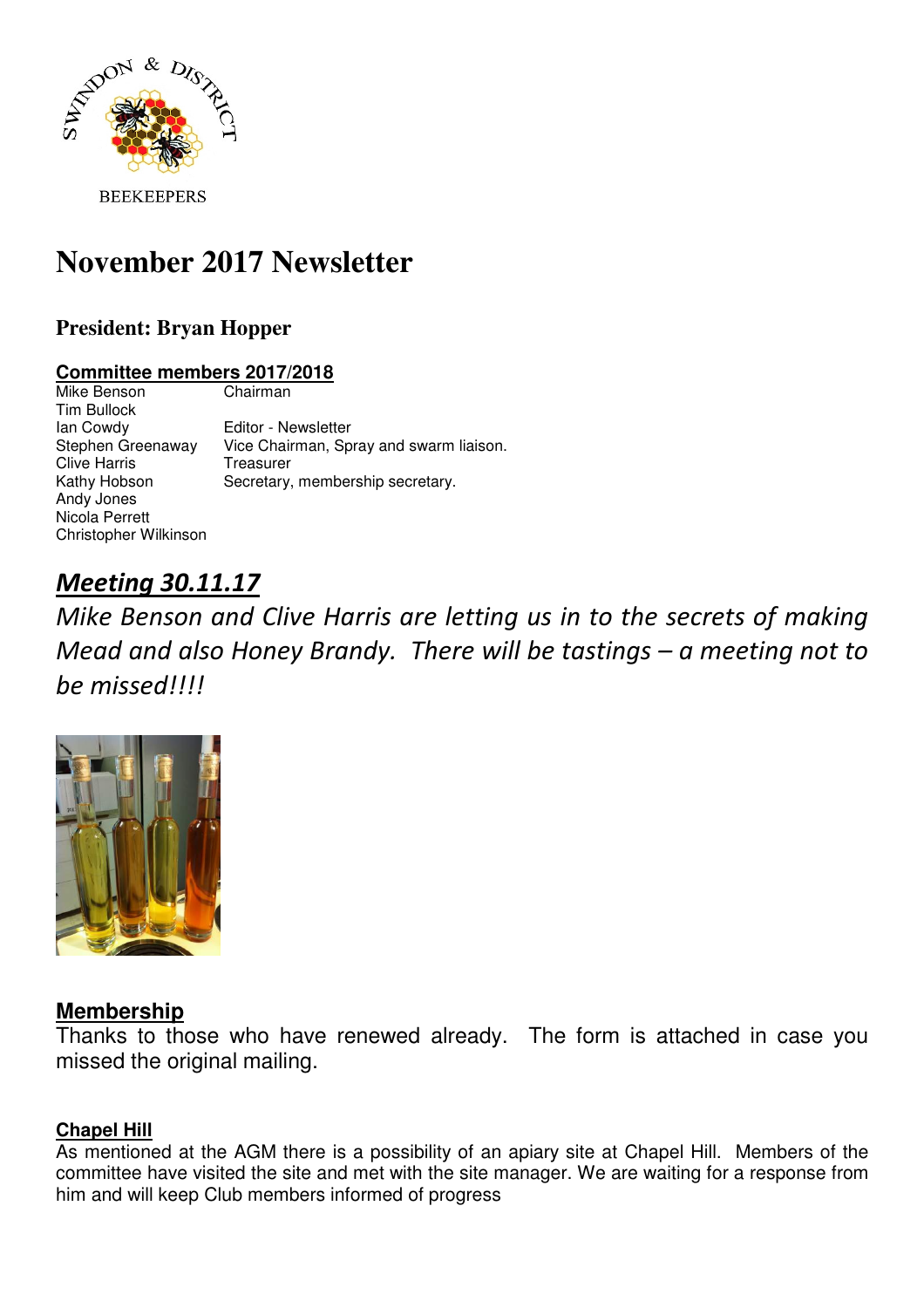SWINDON & DISTRICT BEEKEEPERS

# November 2017 Newsletter

### President: Bryan Hopper

**Committee members 2017/2018**

| | |
|---|---|
| Mike Benson | Chairman |
| Tim Bullock | |
| Ian Cowdy | Editor - Newsletter |
| Stephen Greenaway | Vice Chairman, Spray and swarm liaison. |
| Clive Harris | Treasurer |
| Kathy Hobson | Secretary, membership secretary. |
| Andy Jones | |
| Nicola Perrett | |
| Christopher Wilkinson | |

## *Meeting 30.11.17*

*Mike Benson and Clive Harris are letting us in to the secrets of making Mead and also Honey Brandy. There will be tastings – a meeting not to be missed!!!!*

## Membership

Thanks to those who have renewed already. The form is attached in case you missed the original mailing.

### Chapel Hill

As mentioned at the AGM there is a possibility of an apiary site at Chapel Hill. Members of the committee have visited the site and met with the site manager. We are waiting for a response from him and will keep Club members informed of progress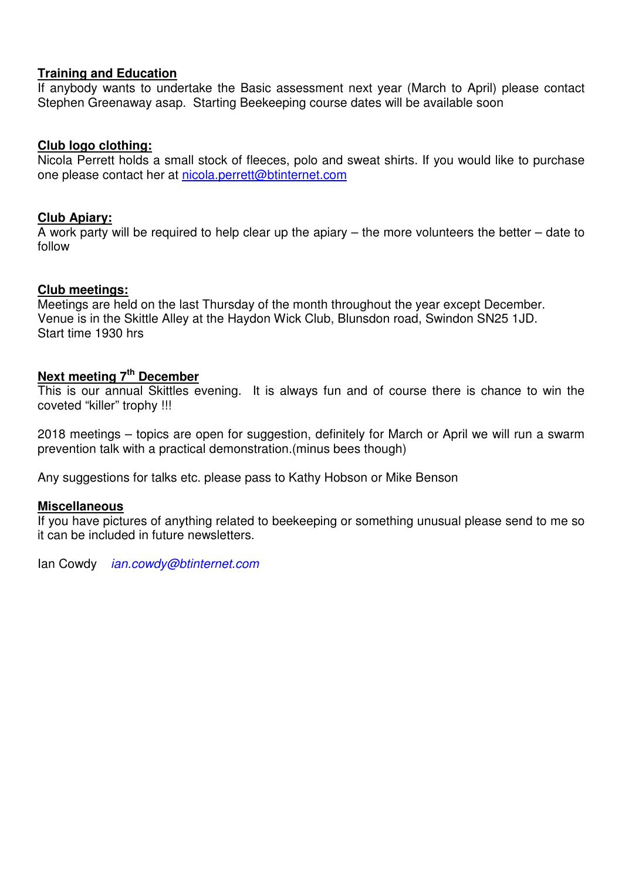**Training and Education**

If anybody wants to undertake the Basic assessment next year (March to April) please contact Stephen Greenaway asap. Starting Beekeeping course dates will be available soon

**Club logo clothing:**

Nicola Perrett holds a small stock of fleeces, polo and sweat shirts. If you would like to purchase one please contact her at nicola.perrett@btinternet.com

**Club Apiary:**

A work party will be required to help clear up the apiary – the more volunteers the better – date to follow

**Club meetings:**

Meetings are held on the last Thursday of the month throughout the year except December.
Venue is in the Skittle Alley at the Haydon Wick Club, Blunsdon road, Swindon SN25 1JD.
Start time 1930 hrs

**Next meeting 7th December**

This is our annual Skittles evening. It is always fun and of course there is chance to win the coveted "killer" trophy !!!

2018 meetings – topics are open for suggestion, definitely for March or April we will run a swarm prevention talk with a practical demonstration.(minus bees though)

Any suggestions for talks etc. please pass to Kathy Hobson or Mike Benson

**Miscellaneous**

If you have pictures of anything related to beekeeping or something unusual please send to me so it can be included in future newsletters.

Ian Cowdy *ian.cowdy@btinternet.com*